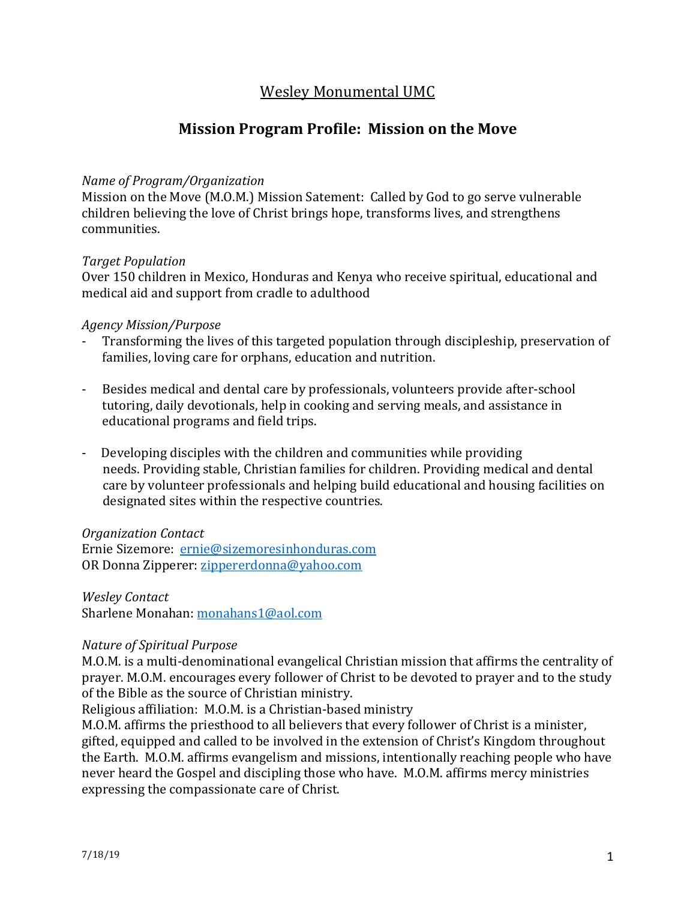# Wesley Monumental UMC

## Mission Program Profile: Mission on the Move

*Name of Program/Organization*
Mission on the Move (M.O.M.) Mission Satement: Called by God to go serve vulnerable children believing the love of Christ brings hope, transforms lives, and strengthens communities.

*Target Population*
Over 150 children in Mexico, Honduras and Kenya who receive spiritual, educational and medical aid and support from cradle to adulthood

*Agency Mission/Purpose*

- Transforming the lives of this targeted population through discipleship, preservation of families, loving care for orphans, education and nutrition.
- Besides medical and dental care by professionals, volunteers provide after-school tutoring, daily devotionals, help in cooking and serving meals, and assistance in educational programs and field trips.
- Developing disciples with the children and communities while providing needs. Providing stable, Christian families for children. Providing medical and dental care by volunteer professionals and helping build educational and housing facilities on designated sites within the respective countries.

*Organization Contact*
Ernie Sizemore: ernie@sizemoresinhonduras.com
OR Donna Zipperer: zippererdonna@yahoo.com

*Wesley Contact*
Sharlene Monahan: monahans1@aol.com

*Nature of Spiritual Purpose*
M.O.M. is a multi-denominational evangelical Christian mission that affirms the centrality of prayer. M.O.M. encourages every follower of Christ to be devoted to prayer and to the study of the Bible as the source of Christian ministry.
Religious affiliation: M.O.M. is a Christian-based ministry
M.O.M. affirms the priesthood to all believers that every follower of Christ is a minister, gifted, equipped and called to be involved in the extension of Christ's Kingdom throughout the Earth. M.O.M. affirms evangelism and missions, intentionally reaching people who have never heard the Gospel and discipling those who have. M.O.M. affirms mercy ministries expressing the compassionate care of Christ.

7/18/19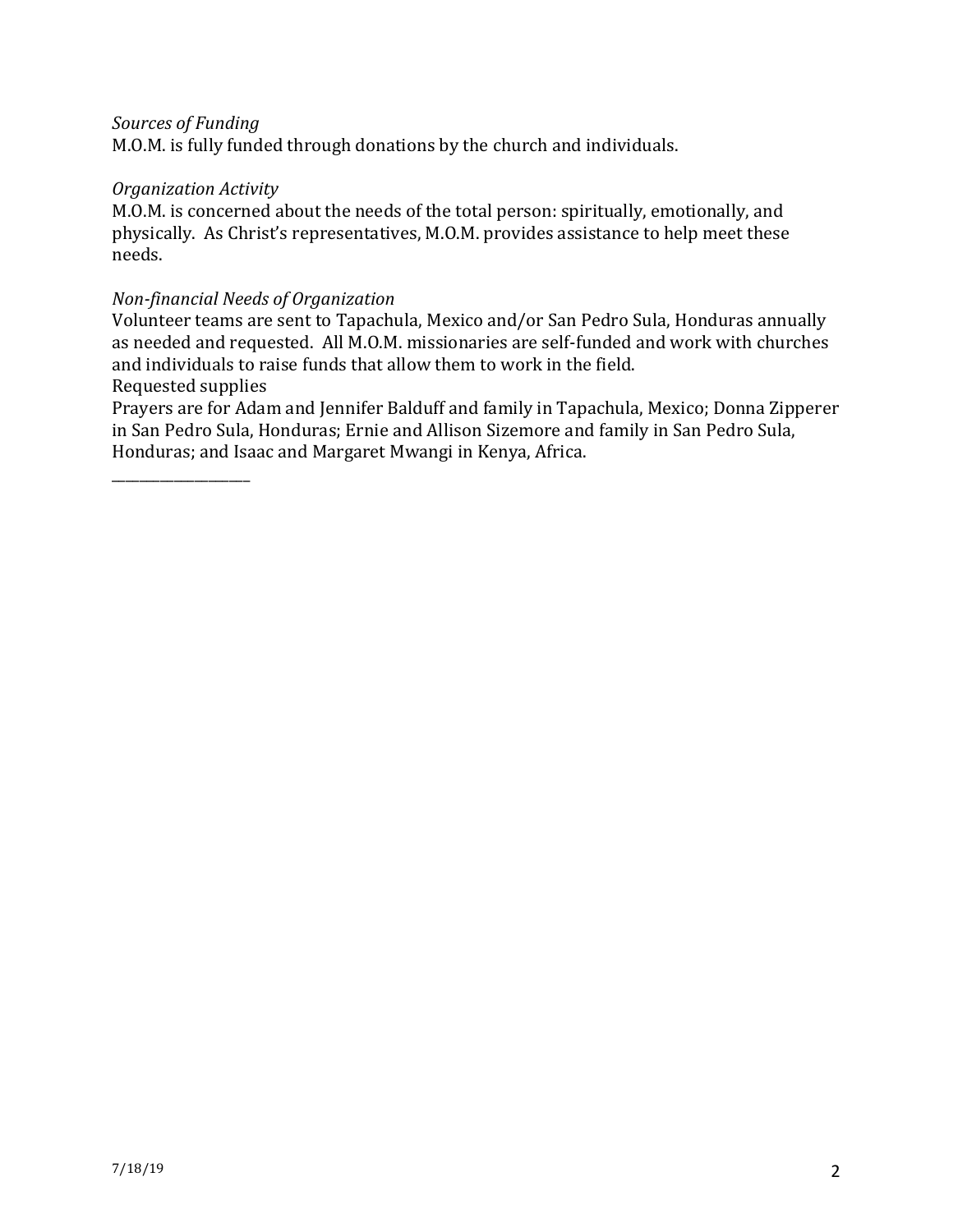*Sources of Funding*
M.O.M. is fully funded through donations by the church and individuals.

*Organization Activity*
M.O.M. is concerned about the needs of the total person: spiritually, emotionally, and physically. As Christ's representatives, M.O.M. provides assistance to help meet these needs.

*Non-financial Needs of Organization*
Volunteer teams are sent to Tapachula, Mexico and/or San Pedro Sula, Honduras annually as needed and requested. All M.O.M. missionaries are self-funded and work with churches and individuals to raise funds that allow them to work in the field.
Requested supplies
Prayers are for Adam and Jennifer Balduff and family in Tapachula, Mexico; Donna Zipperer in San Pedro Sula, Honduras; Ernie and Allison Sizemore and family in San Pedro Sula, Honduras; and Isaac and Margaret Mwangi in Kenya, Africa.

___________________

7/18/19